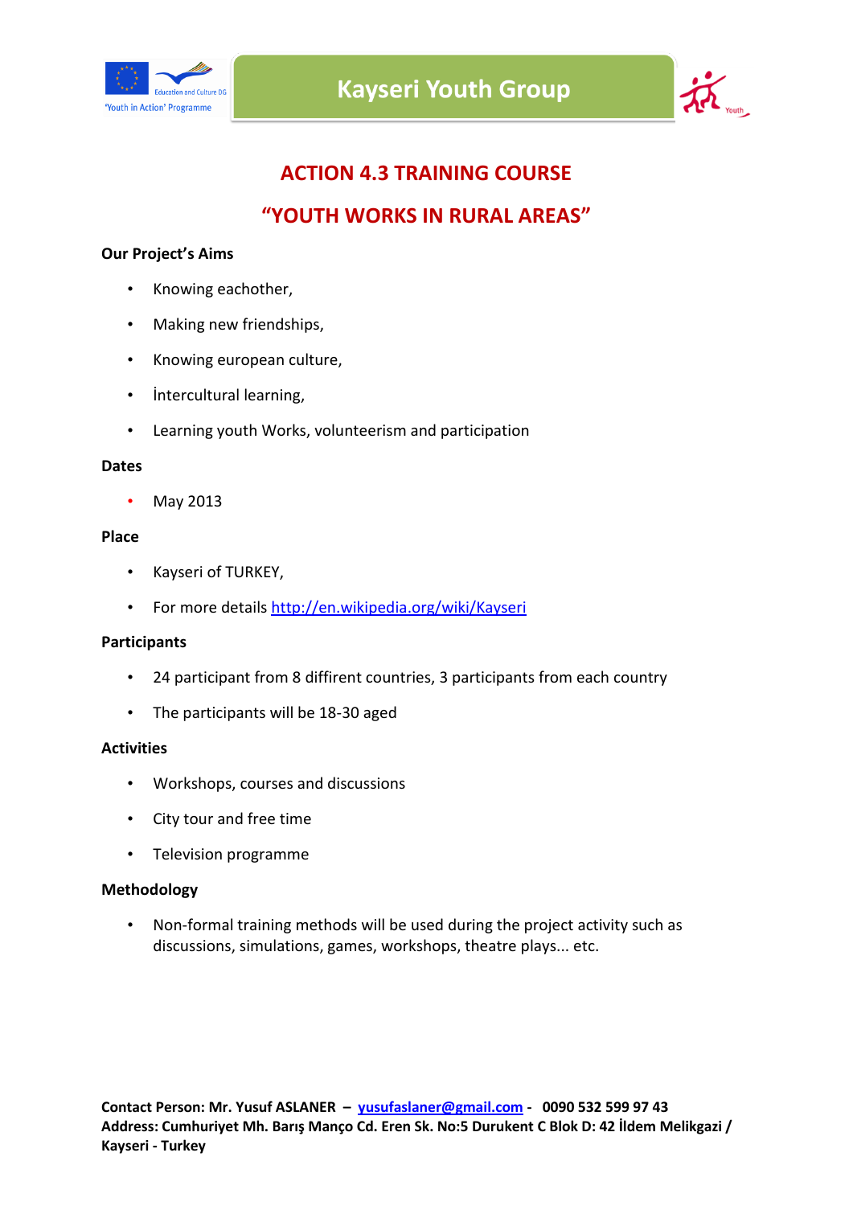Kayseri Youth Group

'Youth in Action' Programme

# ACTION 4.3 TRAINING COURSE

# "YOUTH WORKS IN RURAL AREAS"

**Our Project's Aims**

- Knowing eachother,
- Making new friendships,
- Knowing european culture,
- İntercultural learning,
- Learning youth Works, volunteerism and participation

**Dates**

- May 2013

**Place**

- Kayseri of TURKEY,
- For more details http://en.wikipedia.org/wiki/Kayseri

**Participants**

- 24 participant from 8 diffirent countries, 3 participants from each country
- The participants will be 18-30 aged

**Activities**

- Workshops, courses and discussions
- City tour and free time
- Television programme

**Methodology**

- Non-formal training methods will be used during the project activity such as discussions, simulations, games, workshops, theatre plays... etc.

**Contact Person: Mr. Yusuf ASLANER – yusufaslaner@gmail.com - 0090 532 599 97 43**
**Address: Cumhuriyet Mh. Barış Manço Cd. Eren Sk. No:5 Durukent C Blok D: 42 İldem Melikgazi / Kayseri - Turkey**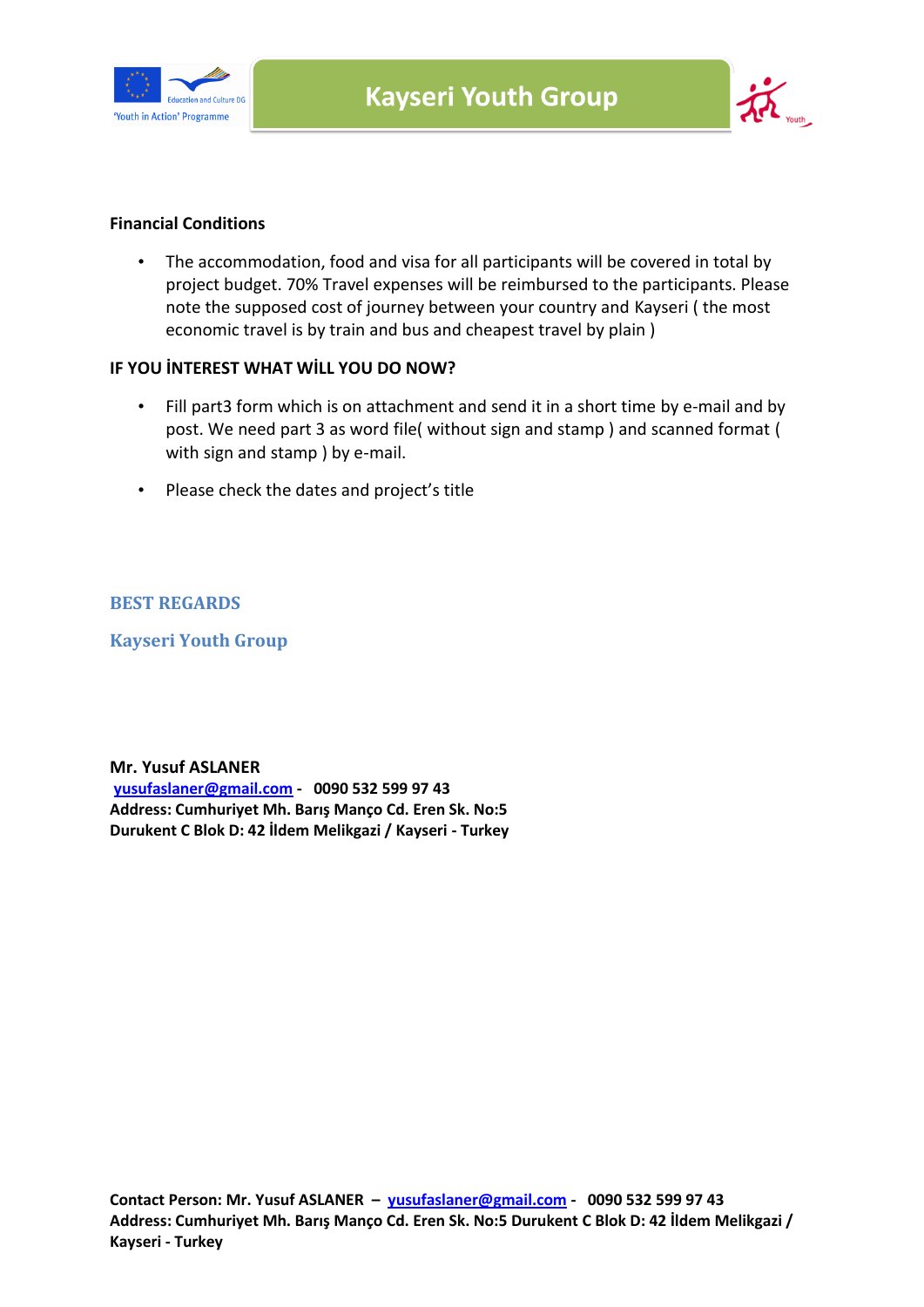**Financial Conditions**

- The accommodation, food and visa for all participants will be covered in total by project budget. 70% Travel expenses will be reimbursed to the participants. Please note the supposed cost of journey between your country and Kayseri ( the most economic travel is by train and bus and cheapest travel by plain )

**IF YOU İNTEREST WHAT WİLL YOU DO NOW?**

- Fill part3 form which is on attachment and send it in a short time by e-mail and by post. We need part 3 as word file( without sign and stamp ) and scanned format ( with sign and stamp ) by e-mail.
- Please check the dates and project's title

**BEST REGARDS**

**Kayseri Youth Group**

**Mr. Yusuf ASLANER**
**yusufaslaner@gmail.com - 0090 532 599 97 43**
**Address: Cumhuriyet Mh. Barış Manço Cd. Eren Sk. No:5 Durukent C Blok D: 42 İldem Melikgazi / Kayseri - Turkey**